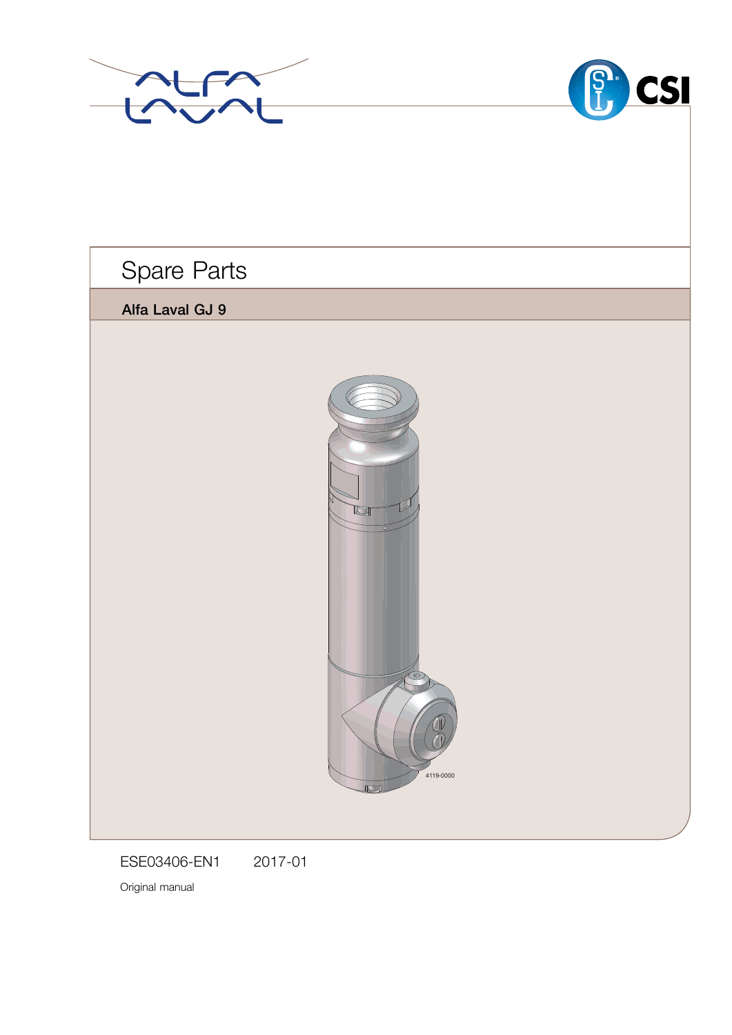# Spare Parts

## Alfa Laval GJ 9

4119-0000

ESE03406-EN1 2017-01

Original manual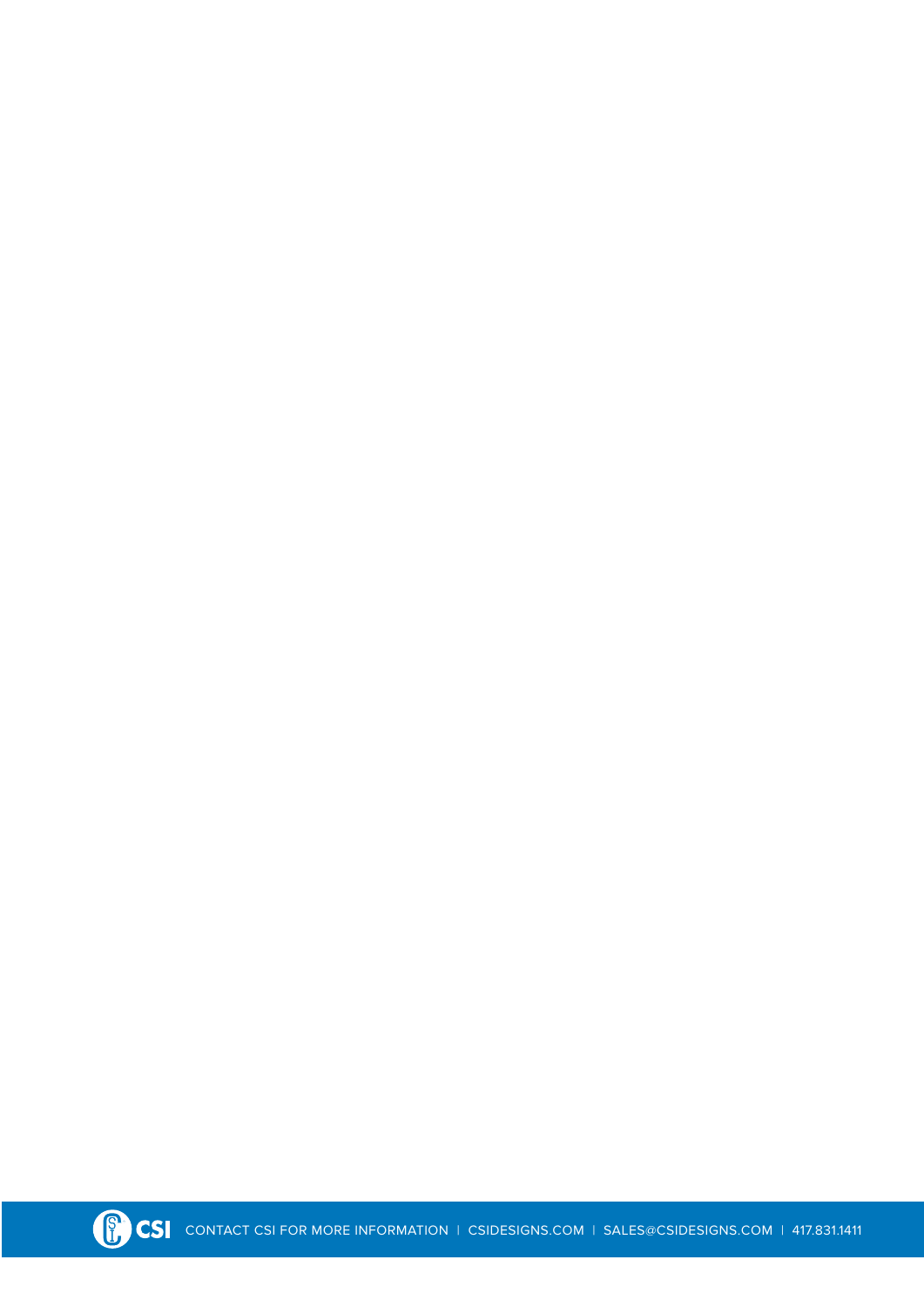CSI CONTACT CSI FOR MORE INFORMATION | CSIDESIGNS.COM | SALES@CSIDESIGNS.COM | 417.831.1411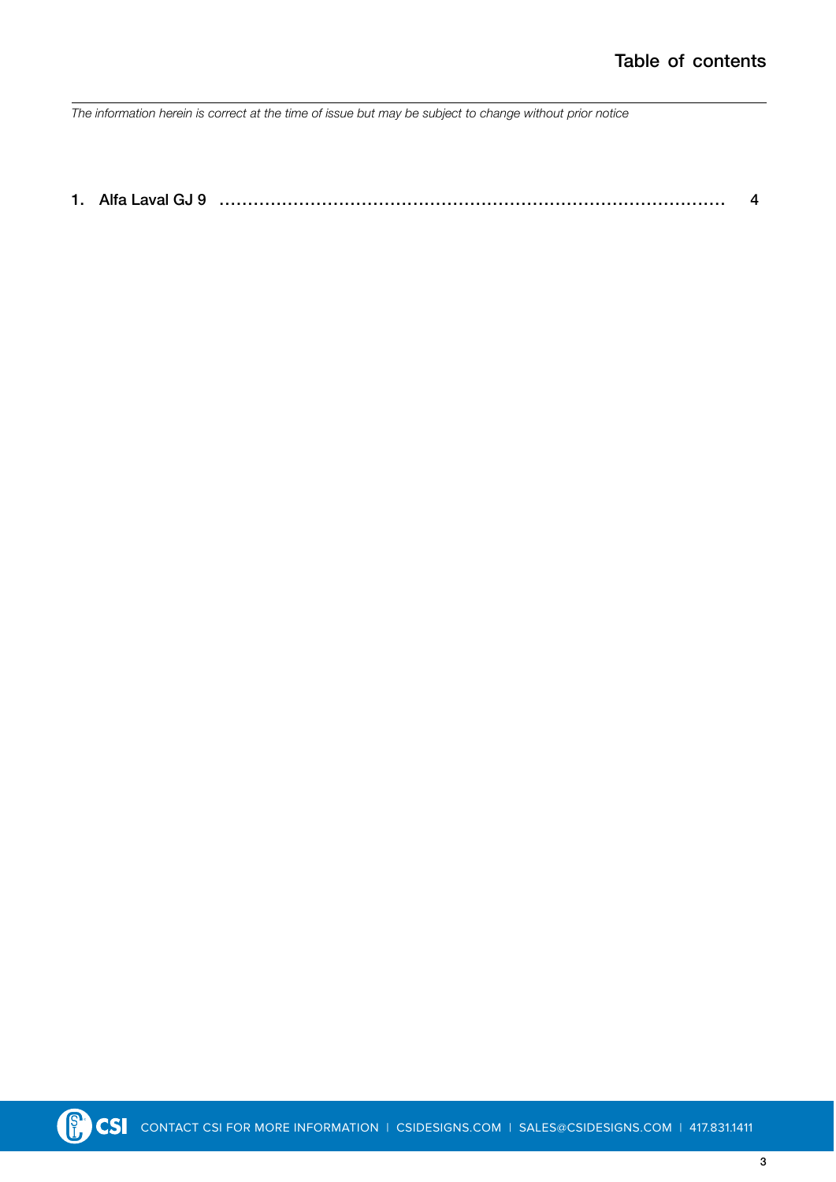# Table of contents

*The information herein is correct at the time of issue but may be subject to change without prior notice*

1. Alfa Laval GJ 9 .......................................................................................... 4

CONTACT CSI FOR MORE INFORMATION | CSIDESIGNS.COM | SALES@CSIDESIGNS.COM | 417.831.1411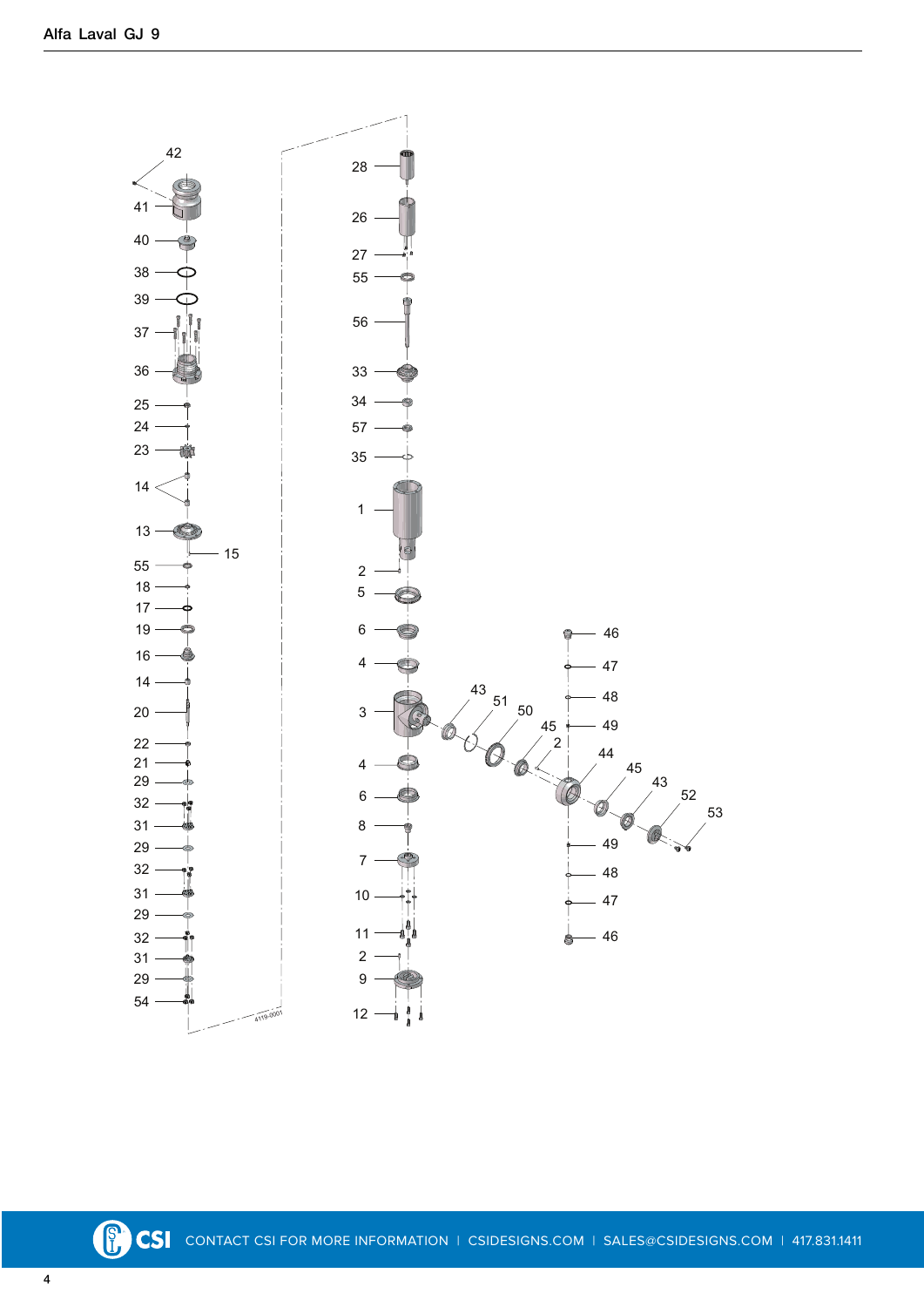Alfa Laval GJ 9

42
41
40
38
39
37
36
25
24
23
14
13
15
55
18
17
19
16
14
20
22
21
29
32
31
29
32
31
29
32
31
29
54

28
26
27
55
56
33
34
57
35
1
2
5
6
4
3
4
6
8
7
10
11
2
9
12

43
51
50
45
2
44
45
43
52
53

46
47
48
49
49
48
47
46

4119-0001

CONTACT CSI FOR MORE INFORMATION | CSIDESIGNS.COM | SALES@CSIDESIGNS.COM | 417.831.1411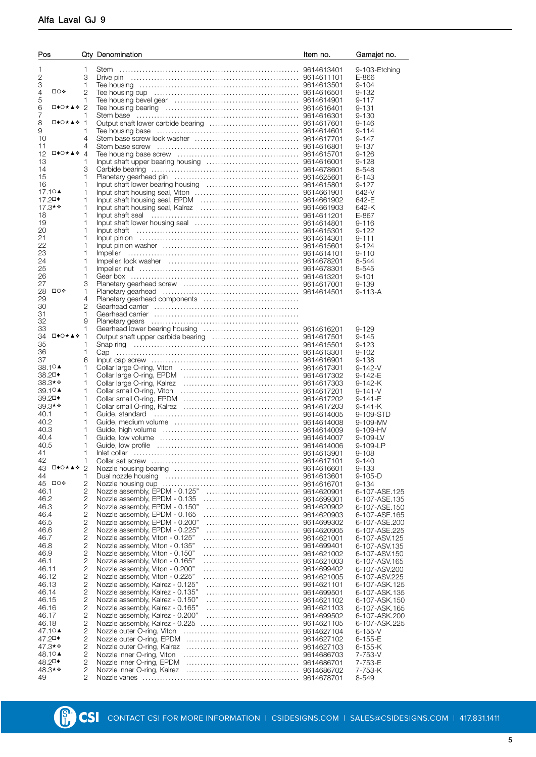## Alfa Laval GJ 9

| Pos | Qty | Denomination | Item no. | Gamajet no. |
|---|---|---|---|---|
| 1 | 1 | Stem | 9614613401 | 9-103-Etching |
| 2 | 3 | Drive pin | 9614611101 | E-866 |
| 3 | 1 | Tee housing | 9614613501 | 9-104 |
| 4 □○❖ | 2 | Tee housing cup | 9614616501 | 9-132 |
| 5 | 1 | Tee housing bevel gear | 9614614901 | 9-117 |
| 6 □♦○★▲❖ | 2 | Tee housing bearing | 9614616401 | 9-131 |
| 7 | 1 | Stem base | 9614616301 | 9-130 |
| 8 □♦○★▲❖ | 1 | Output shaft lower carbide bearing | 9614617601 | 9-146 |
| 9 | 1 | Tee housing base | 9614614601 | 9-114 |
| 10 | 4 | Stem base screw lock washer | 9614617701 | 9-147 |
| 11 | 4 | Stem base screw | 9614616801 | 9-137 |
| 12 □♦○★▲❖ | 4 | Tee housing base screw | 9614615701 | 9-126 |
| 13 | 1 | Input shaft upper bearing housing | 9614616001 | 9-128 |
| 14 | 3 | Carbide bearing | 9614678601 | 8-548 |
| 15 | 1 | Planetary gearhead pin | 9614625601 | 6-143 |
| 16 | 1 | Input shaft lower bearing housing | 9614615801 | 9-127 |
| 17.1○▲ | 1 | Input shaft housing seal, Viton | 9614661901 | 642-V |
| 17.2□♦ | 1 | Input shaft housing seal, EPDM | 9614661902 | 642-E |
| 17.3★❖ | 1 | Input shaft housing seal, Kalrez | 9614661903 | 642-K |
| 18 | 1 | Input shaft seal | 9614611201 | E-867 |
| 19 | 1 | Input shaft lower housing seal | 9614614801 | 9-116 |
| 20 | 1 | Input shaft | 9614615301 | 9-122 |
| 21 | 1 | Input pinion | 9614614301 | 9-111 |
| 22 | 1 | Input pinion washer | 9614615601 | 9-124 |
| 23 | 1 | Impeller | 9614614101 | 9-110 |
| 24 | 1 | Impeller, lock washer | 9614678201 | 8-544 |
| 25 | 1 | Impeller, nut | 9614678301 | 8-545 |
| 26 | 1 | Gear box | 9614613201 | 9-101 |
| 27 | 3 | Planetary gearhead screw | 9614617001 | 9-139 |
| 28 □○❖ | 1 | Planetary gearhead | 9614614501 | 9-113-A |
| 29 | 4 | Planetary gearhead components | | |
| 30 | 2 | Gearhead carrier | | |
| 31 | 1 | Gearhead carrier | | |
| 32 | 9 | Planetary gears | | |
| 33 | 1 | Gearhead lower bearing housing | 9614616201 | 9-129 |
| 34 □♦○★▲❖ | 1 | Output shaft upper carbide bearing | 9614617501 | 9-145 |
| 35 | 1 | Snap ring | 9614615501 | 9-123 |
| 36 | 1 | Cap | 9614613301 | 9-102 |
| 37 | 6 | Input cap screw | 9614616901 | 9-138 |
| 38.1○▲ | 1 | Collar large O-ring, Viton | 9614617301 | 9-142-V |
| 38.2□♦ | 1 | Collar large O-ring, EPDM | 9614617302 | 9-142-E |
| 38.3★❖ | 1 | Collar large O-ring, Kalrez | 9614617303 | 9-142-K |
| 39.1○▲ | 1 | Collar small O-ring, Viton | 9614617201 | 9-141-V |
| 39.2□♦ | 1 | Collar small O-ring, EPDM | 9614617202 | 9-141-E |
| 39.3★❖ | 1 | Collar small O-ring, Kalrez | 9614617203 | 9-141-K |
| 40.1 | 1 | Guide, standard | 9614614005 | 9-109-STD |
| 40.2 | 1 | Guide, medium volume | 9614614008 | 9-109-MV |
| 40.3 | 1 | Guide, high volume | 9614614009 | 9-109-HV |
| 40.4 | 1 | Guide, low volume | 9614614007 | 9-109-LV |
| 40.5 | 1 | Guide, low profile | 9614614006 | 9-109-LP |
| 41 | 1 | Inlet collar | 9614613901 | 9-108 |
| 42 | 1 | Collar set screw | 9614617101 | 9-140 |
| 43 □♦○★▲❖ | 2 | Nozzle housing bearing | 9614616601 | 9-133 |
| 44 | 1 | Dual nozzle housing | 9614613601 | 9-105-D |
| 45 □○❖ | 2 | Nozzle housing cup | 9614616701 | 9-134 |
| 46.1 | 2 | Nozzle assembly, EPDM - 0.125" | 9614620901 | 6-107-ASE.125 |
| 46.2 | 2 | Nozzle assembly, EPDM - 0.135 | 9614699301 | 6-107-ASE.135 |
| 46.3 | 2 | Nozzle assembly, EPDM - 0.150" | 9614620902 | 6-107-ASE.150 |
| 46.4 | 2 | Nozzle assembly, EPDM - 0.165 | 9614620903 | 6-107-ASE.165 |
| 46.5 | 2 | Nozzle assembly, EPDM - 0.200" | 9614699302 | 6-107-ASE.200 |
| 46.6 | 2 | Nozzle assembly, EPDM - 0.225" | 9614620905 | 6-107-ASE.225 |
| 46.7 | 2 | Nozzle assembly, Viton - 0.125" | 9614621001 | 6-107-ASV.125 |
| 46.8 | 2 | Nozzle assembly, Viton - 0.135" | 9614699401 | 6-107-ASV.135 |
| 46.9 | 2 | Nozzle assembly, Viton - 0.150" | 9614621002 | 6-107-ASV.150 |
| 46.1 | 2 | Nozzle assembly, Viton - 0.165" | 9614621003 | 6-107-ASV.165 |
| 46.11 | 2 | Nozzle assembly, Viton - 0.200" | 9614699402 | 6-107-ASV.200 |
| 46.12 | 2 | Nozzle assembly, Viton - 0.225" | 9614621005 | 6-107-ASV.225 |
| 46.13 | 2 | Nozzle assembly, Kalrez - 0.125" | 9614621101 | 6-107-ASK.125 |
| 46.14 | 2 | Nozzle assembly, Kalrez - 0.135" | 9614699501 | 6-107-ASK.135 |
| 46.15 | 2 | Nozzle assembly, Kalrez - 0.150" | 9614621102 | 6-107-ASK.150 |
| 46.16 | 2 | Nozzle assembly, Kalrez - 0.165" | 9614621103 | 6-107-ASK.165 |
| 46.17 | 2 | Nozzle assembly, Kalrez - 0.200" | 9614699502 | 6-107-ASK.200 |
| 46.18 | 2 | Nozzle assembly, Kalrez - 0.225 | 9614621105 | 6-107-ASK.225 |
| 47.1○▲ | 2 | Nozzle outer O-ring, Viton | 9614627104 | 6-155-V |
| 47.2□♦ | 2 | Nozzle outer O-ring, EPDM | 9614627102 | 6-155-E |
| 47.3★❖ | 2 | Nozzle outer O-ring, Kalrez | 9614627103 | 6-155-K |
| 48.1○▲ | 2 | Nozzle inner O-ring, Viton | 9614686703 | 7-753-V |
| 48.2□♦ | 2 | Nozzle inner O-ring, EPDM | 9614686701 | 7-753-E |
| 48.3★❖ | 2 | Nozzle inner O-ring, Kalrez | 9614686702 | 7-753-K |
| 49 | 2 | Nozzle vanes | 9614678701 | 8-549 |

CSI — CONTACT CSI FOR MORE INFORMATION | CSIDESIGNS.COM | SALES@CSIDESIGNS.COM | 417.831.1411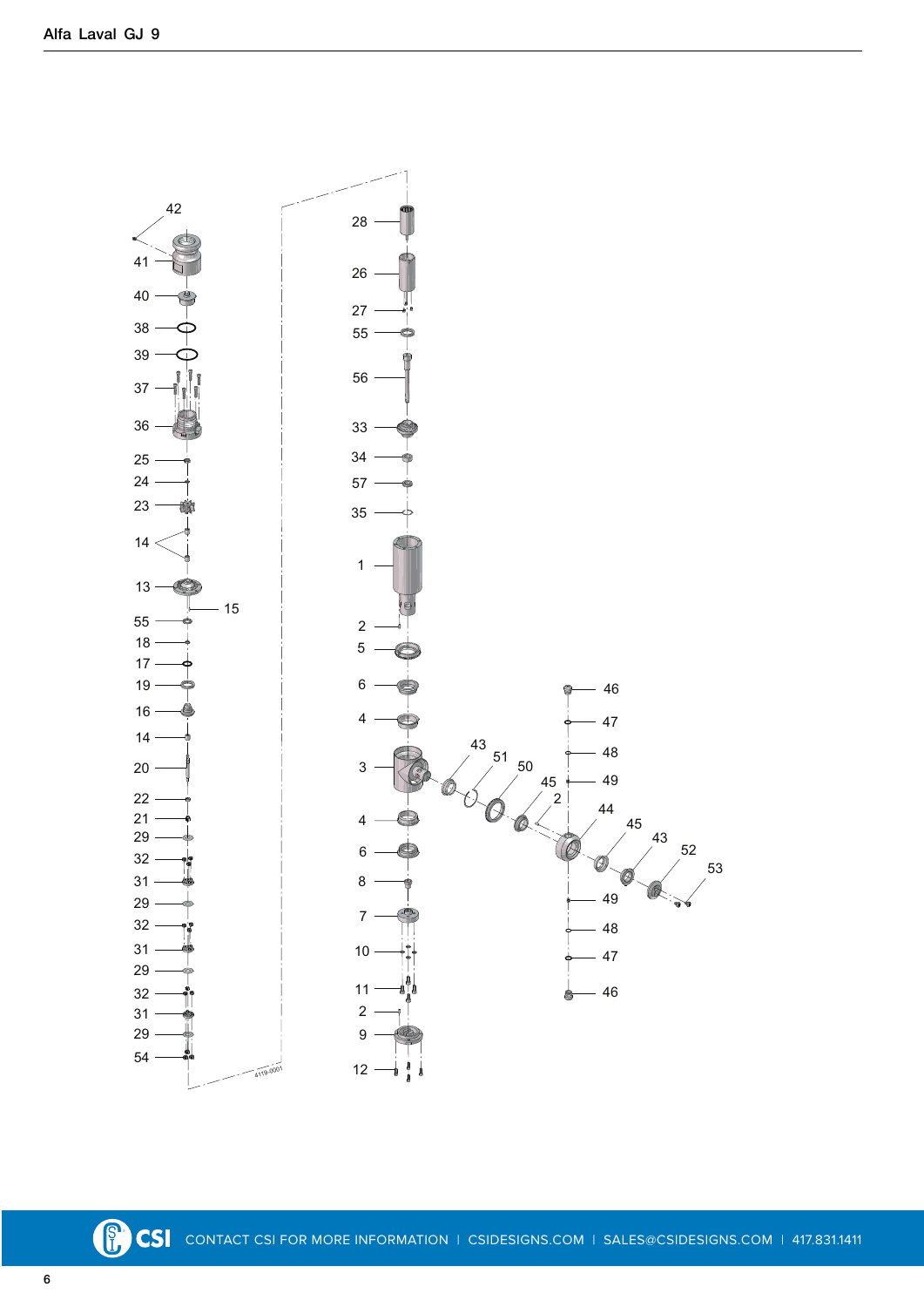Alfa Laval GJ 9

42
41
40
38
39
37
36
25
24
23
14
13
15
55
18
17
19
16
14
20
22
21
29
32
31
29
32
31
29
32
31
29
54

28
26
27
55
56
33
34
57
35
1
2
5
6
4
3
4
6
8
7
10
11
2
9
12

43
51
50
45
2
44
45
43
52
53

46
47
48
49
49
48
47
46

4119-0001

CONTACT CSI FOR MORE INFORMATION | CSIDESIGNS.COM | SALES@CSIDESIGNS.COM | 417.831.1411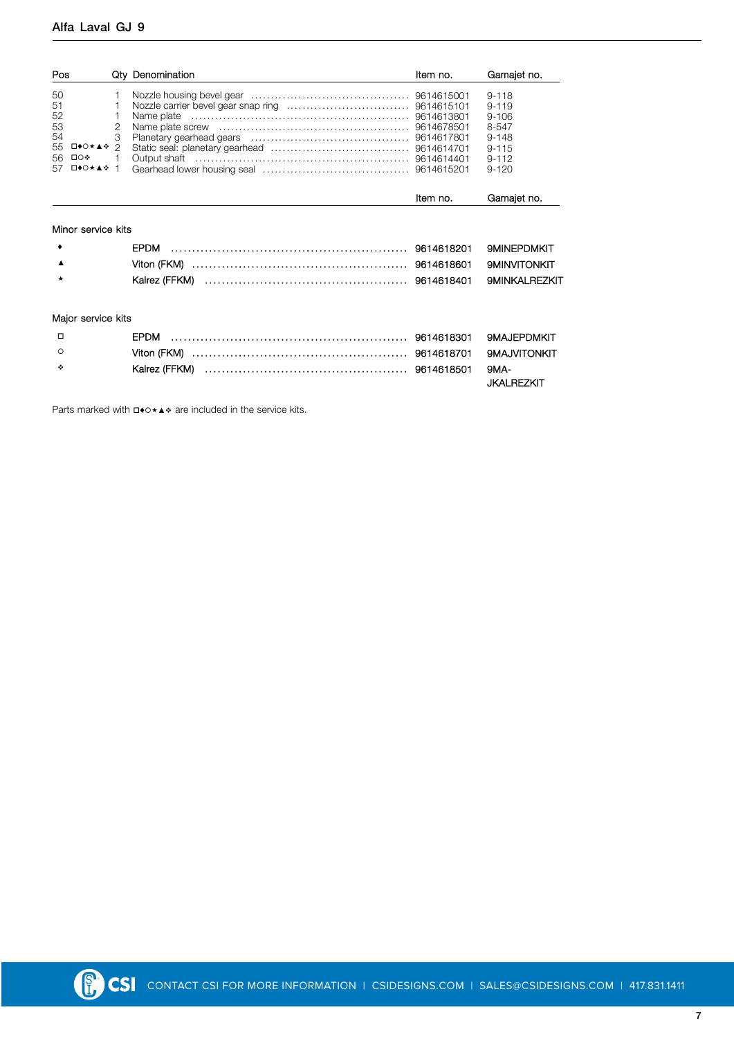## Alfa Laval GJ 9

| Pos | | Qty | Denomination | Item no. | Gamajet no. |
|---|---|---|---|---|---|
| 50 | | 1 | Nozzle housing bevel gear | 9614615001 | 9-118 |
| 51 | | 1 | Nozzle carrier bevel gear snap ring | 9614615101 | 9-119 |
| 52 | | 1 | Name plate | 9614613801 | 9-106 |
| 53 | | 2 | Name plate screw | 9614678501 | 8-547 |
| 54 | | 3 | Planetary gearhead gears | 9614617801 | 9-148 |
| 55 | □♦○★▲❖ | 2 | Static seal: planetary gearhead | 9614614701 | 9-115 |
| 56 | □○❖ | 1 | Output shaft | 9614614401 | 9-112 |
| 57 | □♦○★▲❖ | 1 | Gearhead lower housing seal | 9614615201 | 9-120 |

| | | Item no. | Gamajet no. |
|---|---|---|---|
| **Minor service kits** | | | |
| ♦ | EPDM | 9614618201 | 9MINEPDMKIT |
| ▲ | Viton (FKM) | 9614618601 | 9MINVITONKIT |
| ★ | Kalrez (FFKM) | 9614618401 | 9MINKALREZKIT |
| **Major service kits** | | | |
| □ | EPDM | 9614618301 | 9MAJEPDMKIT |
| ○ | Viton (FKM) | 9614618701 | 9MAJVITONKIT |
| ❖ | Kalrez (FFKM) | 9614618501 | 9MAJKALREZKIT |

Parts marked with □♦○★▲❖ are included in the service kits.

CONTACT CSI FOR MORE INFORMATION | CSIDESIGNS.COM | SALES@CSIDESIGNS.COM | 417.831.1411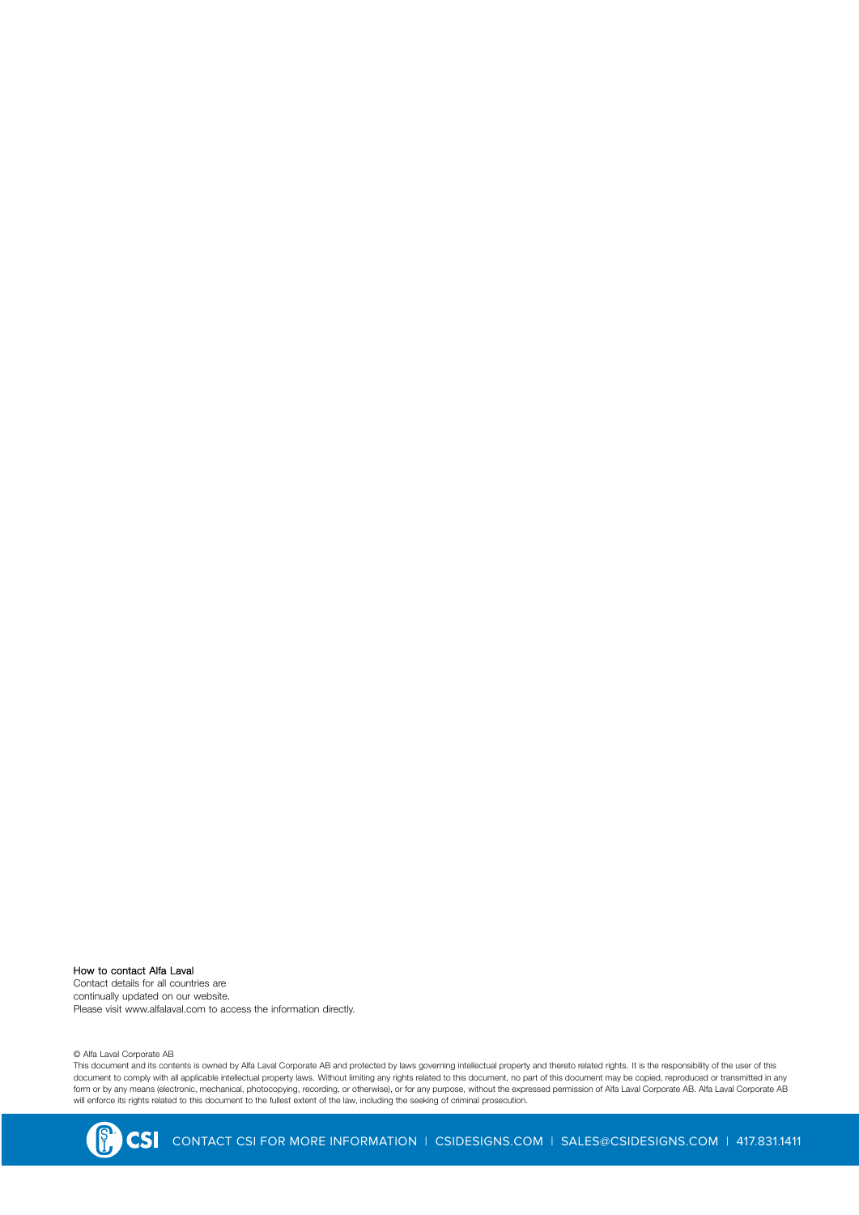**How to contact Alfa Laval**
Contact details for all countries are
continually updated on our website.
Please visit www.alfalaval.com to access the information directly.

© Alfa Laval Corporate AB
This document and its contents is owned by Alfa Laval Corporate AB and protected by laws governing intellectual property and thereto related rights. It is the responsibility of the user of this document to comply with all applicable intellectual property laws. Without limiting any rights related to this document, no part of this document may be copied, reproduced or transmitted in any form or by any means (electronic, mechanical, photocopying, recording, or otherwise), or for any purpose, without the expressed permission of Alfa Laval Corporate AB. Alfa Laval Corporate AB will enforce its rights related to this document to the fullest extent of the law, including the seeking of criminal prosecution.

CSI CONTACT CSI FOR MORE INFORMATION | CSIDESIGNS.COM | SALES@CSIDESIGNS.COM | 417.831.1411